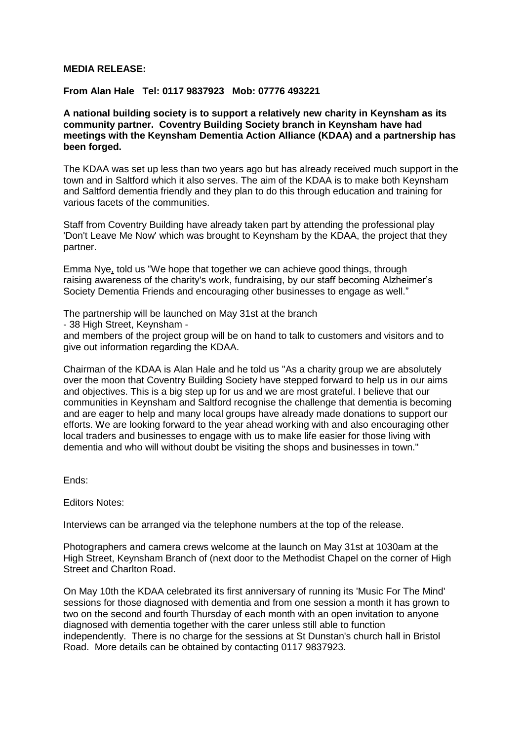**MEDIA RELEASE:**

**From Alan Hale Tel: 0117 9837923 Mob: 07776 493221**

**A national building society is to support a relatively new charity in Keynsham as its community partner. Coventry Building Society branch in Keynsham have had meetings with the Keynsham Dementia Action Alliance (KDAA) and a partnership has been forged.**

The KDAA was set up less than two years ago but has already received much support in the town and in Saltford which it also serves. The aim of the KDAA is to make both Keynsham and Saltford dementia friendly and they plan to do this through education and training for various facets of the communities.

Staff from Coventry Building have already taken part by attending the professional play 'Don't Leave Me Now' which was brought to Keynsham by the KDAA, the project that they partner.

Emma Nye, told us "We hope that together we can achieve good things, through raising awareness of the charity's work, fundraising, by our staff becoming Alzheimer's Society Dementia Friends and encouraging other businesses to engage as well."

The partnership will be launched on May 31st at the branch
- 38 High Street, Keynsham -
and members of the project group will be on hand to talk to customers and visitors and to give out information regarding the KDAA.

Chairman of the KDAA is Alan Hale and he told us "As a charity group we are absolutely over the moon that Coventry Building Society have stepped forward to help us in our aims and objectives. This is a big step up for us and we are most grateful. I believe that our communities in Keynsham and Saltford recognise the challenge that dementia is becoming and are eager to help and many local groups have already made donations to support our efforts. We are looking forward to the year ahead working with and also encouraging other local traders and businesses to engage with us to make life easier for those living with dementia and who will without doubt be visiting the shops and businesses in town."

Ends:

Editors Notes:

Interviews can be arranged via the telephone numbers at the top of the release.

Photographers and camera crews welcome at the launch on May 31st at 1030am at the High Street, Keynsham Branch of (next door to the Methodist Chapel on the corner of High Street and Charlton Road.

On May 10th the KDAA celebrated its first anniversary of running its 'Music For The Mind' sessions for those diagnosed with dementia and from one session a month it has grown to two on the second and fourth Thursday of each month with an open invitation to anyone diagnosed with dementia together with the carer unless still able to function independently. There is no charge for the sessions at St Dunstan's church hall in Bristol Road. More details can be obtained by contacting 0117 9837923.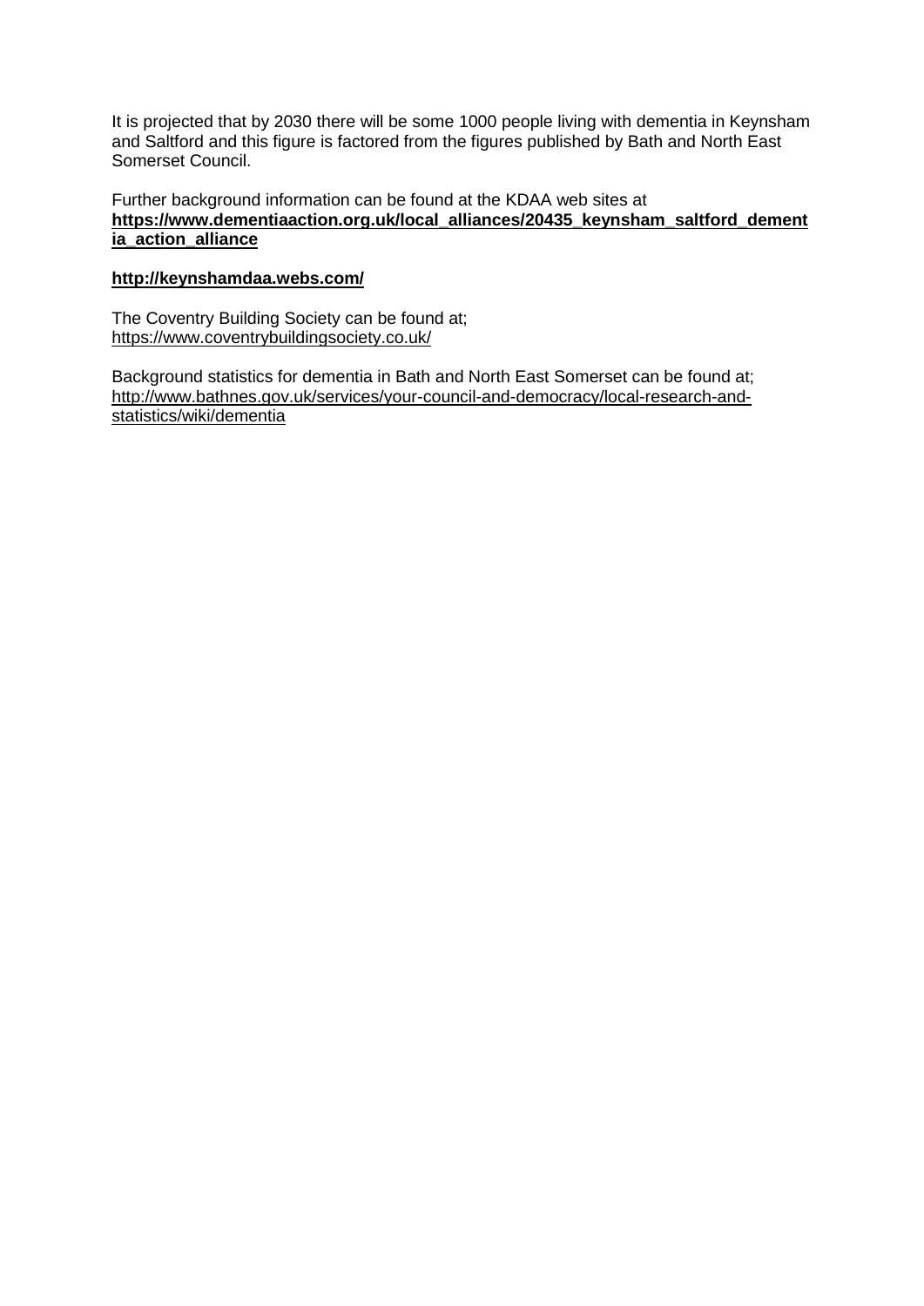It is projected that by 2030 there will be some 1000 people living with dementia in Keynsham and Saltford and this figure is factored from the figures published by Bath and North East Somerset Council.

Further background information can be found at the KDAA web sites at
**https://www.dementiaaction.org.uk/local_alliances/20435_keynsham_saltford_dementia_action_alliance**

**http://keynshamdaa.webs.com/**

The Coventry Building Society can be found at;
https://www.coventrybuildingsociety.co.uk/

Background statistics for dementia in Bath and North East Somerset can be found at;
http://www.bathnes.gov.uk/services/your-council-and-democracy/local-research-and-statistics/wiki/dementia